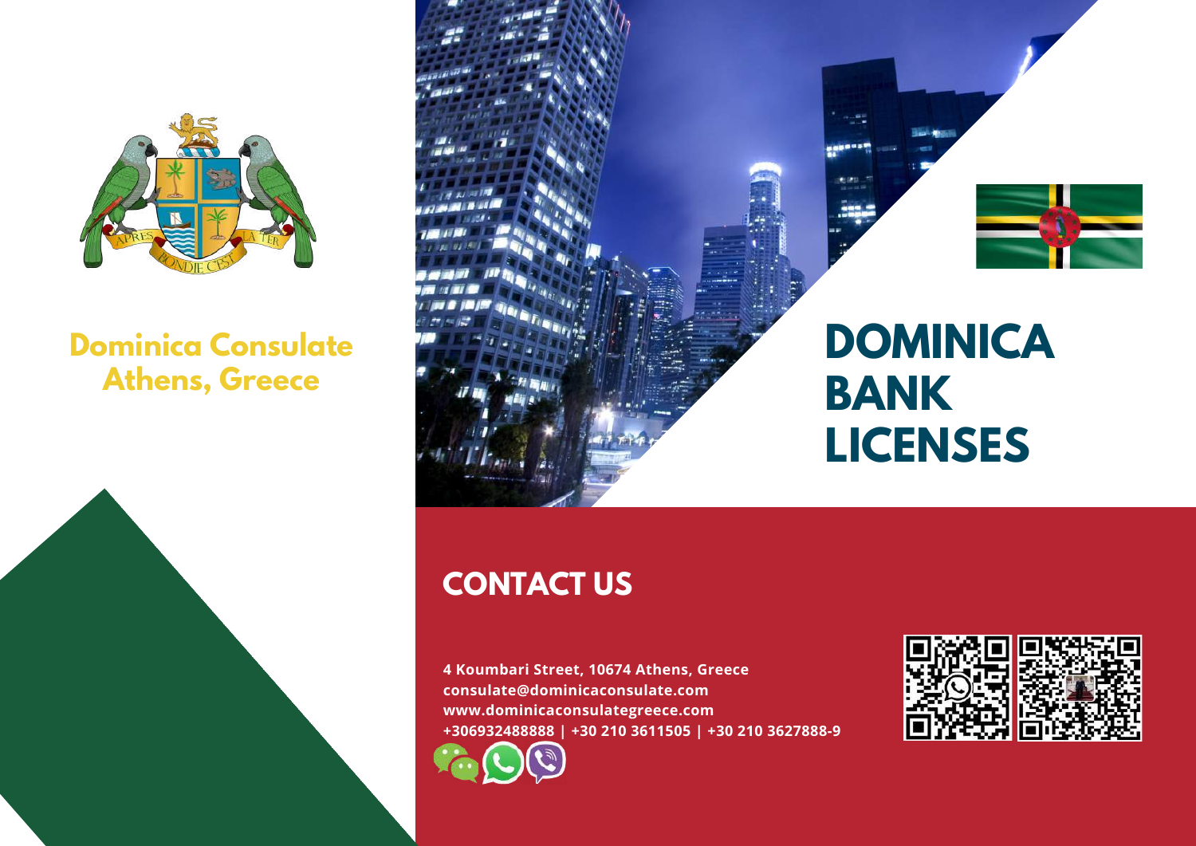**Dominica Consulate**
**Athens, Greece**

# DOMINICA BANK LICENSES

## CONTACT US

**4 Koumbari Street, 10674 Athens, Greece**
**consulate@dominicaconsulate.com**
**www.dominicaconsulategreece.com**
**+306932488888 | +30 210 3611505 | +30 210 3627888-9**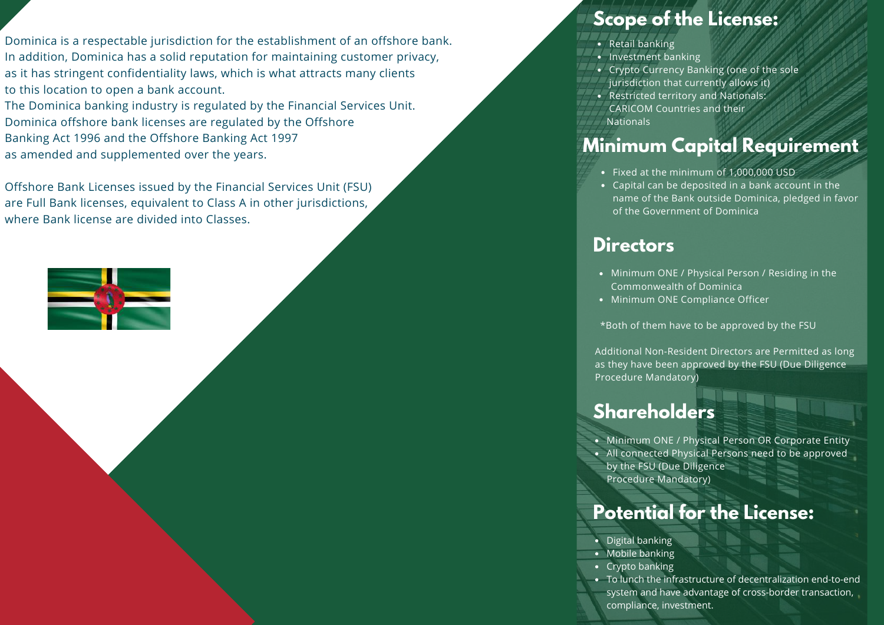Dominica is a respectable jurisdiction for the establishment of an offshore bank. In addition, Dominica has a solid reputation for maintaining customer privacy, as it has stringent confidentiality laws, which is what attracts many clients to this location to open a bank account.
The Dominica banking industry is regulated by the Financial Services Unit. Dominica offshore bank licenses are regulated by the Offshore Banking Act 1996 and the Offshore Banking Act 1997 as amended and supplemented over the years.

Offshore Bank Licenses issued by the Financial Services Unit (FSU) are Full Bank licenses, equivalent to Class A in other jurisdictions, where Bank license are divided into Classes.

## Scope of the License:

- Retail banking
- Investment banking
- Crypto Currency Banking (one of the sole jurisdiction that currently allows it)
- Restricted territory and Nationals: CARICOM Countries and their Nationals

## Minimum Capital Requirement

- Fixed at the minimum of 1,000,000 USD
- Capital can be deposited in a bank account in the name of the Bank outside Dominica, pledged in favor of the Government of Dominica

## Directors

- Minimum ONE / Physical Person / Residing in the Commonwealth of Dominica
- Minimum ONE Compliance Officer

*Both of them have to be approved by the FSU

Additional Non-Resident Directors are Permitted as long as they have been approved by the FSU (Due Diligence Procedure Mandatory)

## Shareholders

- Minimum ONE / Physical Person OR Corporate Entity
- All connected Physical Persons need to be approved by the FSU (Due Diligence Procedure Mandatory)

## Potential for the License:

- Digital banking
- Mobile banking
- Crypto banking
- To lunch the infrastructure of decentralization end-to-end system and have advantage of cross-border transaction, compliance, investment.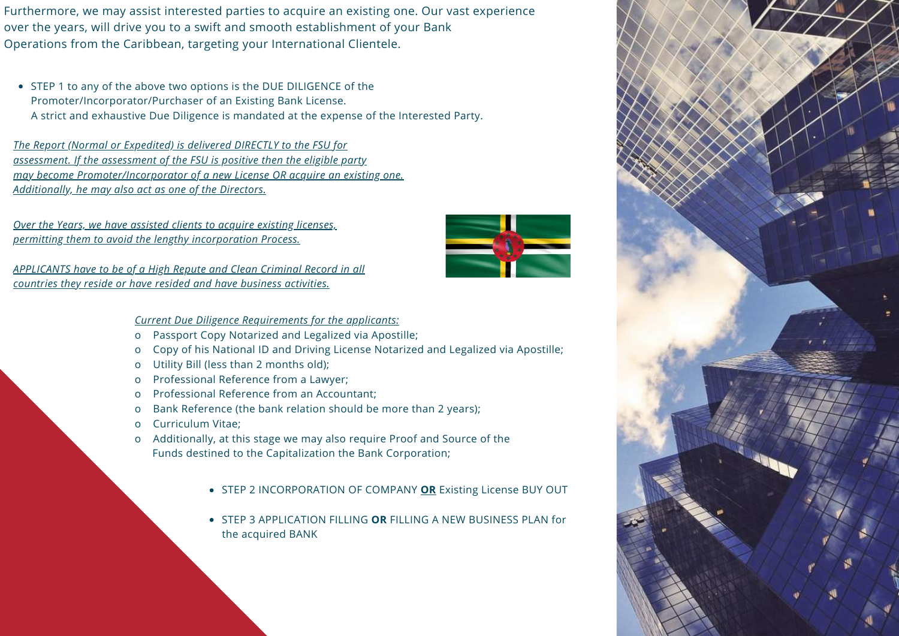Furthermore, we may assist interested parties to acquire an existing one. Our vast experience over the years, will drive you to a swift and smooth establishment of your Bank Operations from the Caribbean, targeting your International Clientele.

- STEP 1 to any of the above two options is the DUE DILIGENCE of the Promoter/Incorporator/Purchaser of an Existing Bank License.
  A strict and exhaustive Due Diligence is mandated at the expense of the Interested Party.

*The Report (Normal or Expedited) is delivered DIRECTLY to the FSU for assessment. If the assessment of the FSU is positive then the eligible party may become Promoter/Incorporator of a new License OR acquire an existing one. Additionally, he may also act as one of the Directors.*

*Over the Years, we have assisted clients to acquire existing licenses, permitting them to avoid the lengthy incorporation Process.*

*APPLICANTS have to be of a High Repute and Clean Criminal Record in all countries they reside or have resided and have business activities.*

*Current Due Diligence Requirements for the applicants:*

- Passport Copy Notarized and Legalized via Apostille;
- Copy of his National ID and Driving License Notarized and Legalized via Apostille;
- Utility Bill (less than 2 months old);
- Professional Reference from a Lawyer;
- Professional Reference from an Accountant;
- Bank Reference (the bank relation should be more than 2 years);
- Curriculum Vitae;
- Additionally, at this stage we may also require Proof and Source of the Funds destined to the Capitalization the Bank Corporation;

- STEP 2 INCORPORATION OF COMPANY **OR** Existing License BUY OUT
- STEP 3 APPLICATION FILLING **OR** FILLING A NEW BUSINESS PLAN for the acquired BANK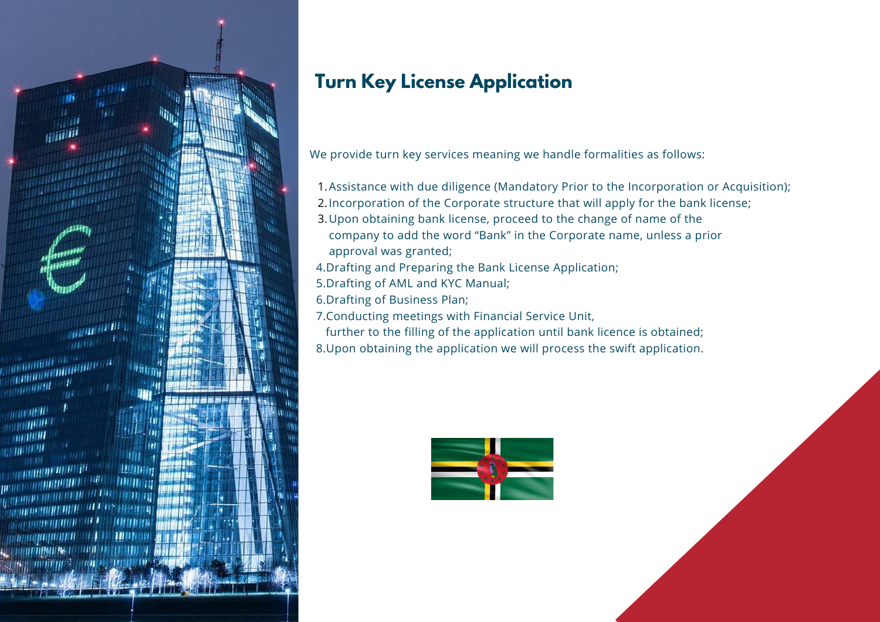## Turn Key License Application

We provide turn key services meaning we handle formalities as follows:

1. Assistance with due diligence (Mandatory Prior to the Incorporation or Acquisition);
2. Incorporation of the Corporate structure that will apply for the bank license;
3. Upon obtaining bank license, proceed to the change of name of the company to add the word “Bank” in the Corporate name, unless a prior approval was granted;
4. Drafting and Preparing the Bank License Application;
5. Drafting of AML and KYC Manual;
6. Drafting of Business Plan;
7. Conducting meetings with Financial Service Unit, further to the filling of the application until bank licence is obtained;
8. Upon obtaining the application we will process the swift application.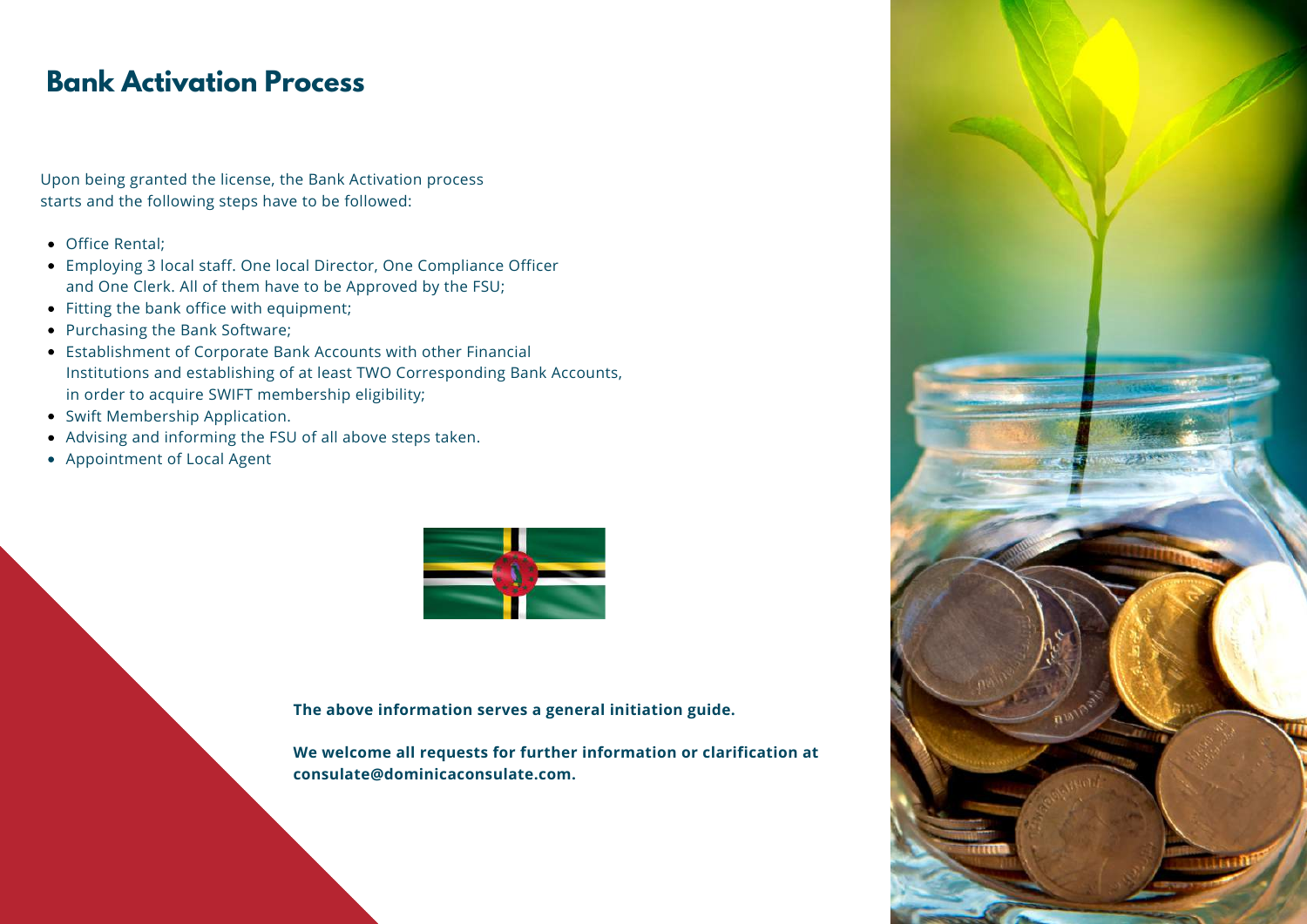# Bank Activation Process

Upon being granted the license, the Bank Activation process starts and the following steps have to be followed:

- Office Rental;
- Employing 3 local staff. One local Director, One Compliance Officer and One Clerk. All of them have to be Approved by the FSU;
- Fitting the bank office with equipment;
- Purchasing the Bank Software;
- Establishment of Corporate Bank Accounts with other Financial Institutions and establishing of at least TWO Corresponding Bank Accounts, in order to acquire SWIFT membership eligibility;
- Swift Membership Application.
- Advising and informing the FSU of all above steps taken.
- Appointment of Local Agent

**The above information serves a general initiation guide.**

**We welcome all requests for further information or clarification at consulate@dominicaconsulate.com.**